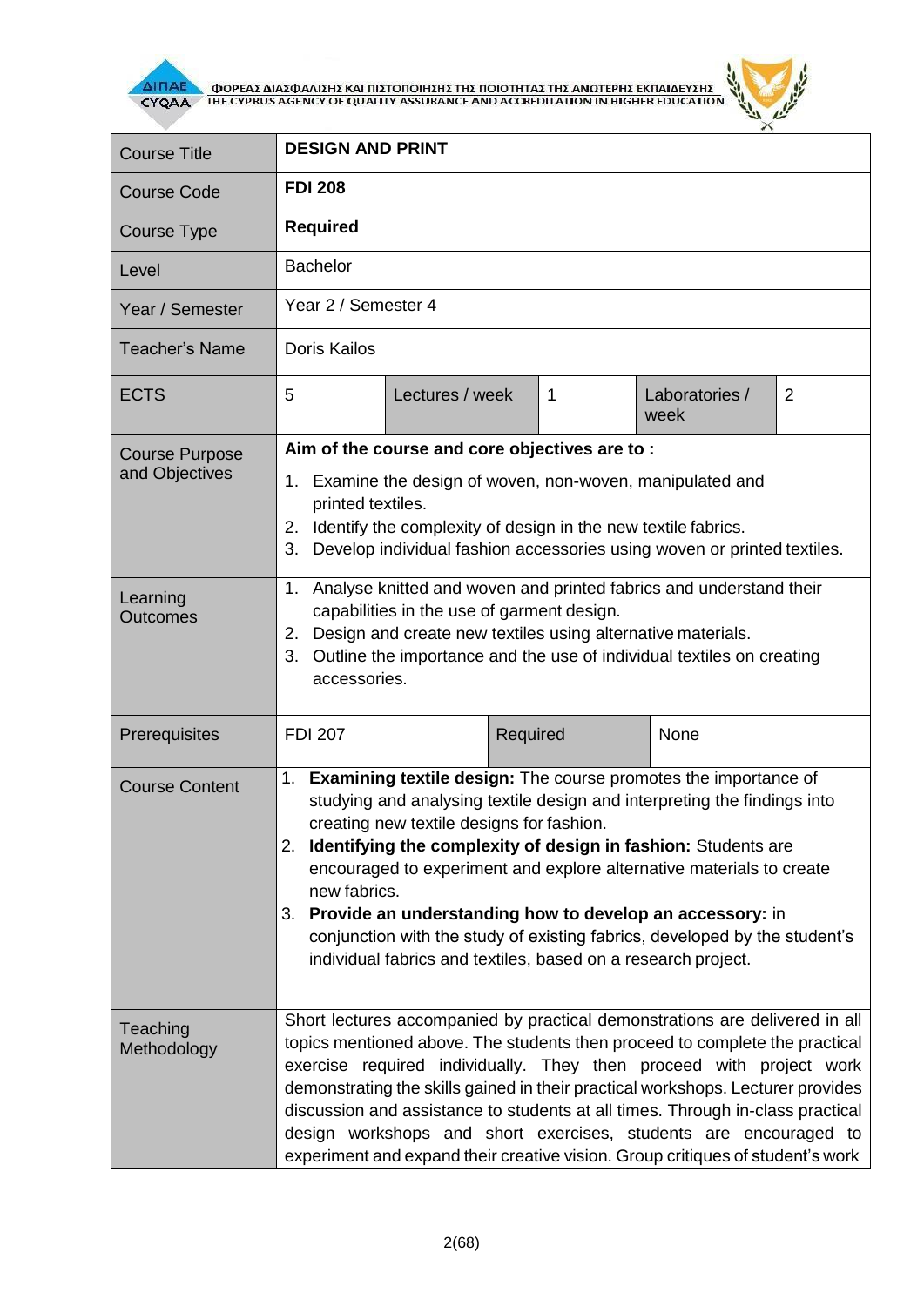| Course Title | **DESIGN AND PRINT** | | | | |
|---|---|---|---|---|---|
| Course Code | **FDI 208** | | | | |
| Course Type | **Required** | | | | |
| Level | Bachelor | | | | |
| Year / Semester | Year 2 / Semester 4 | | | | |
| Teacher's Name | Doris Kailos | | | | |
| ECTS | 5 | Lectures / week | 1 | Laboratories / week | 2 |
| Course Purpose and Objectives | **Aim of the course and core objectives are to :**<br>1. Examine the design of woven, non-woven, manipulated and printed textiles.<br>2. Identify the complexity of design in the new textile fabrics.<br>3. Develop individual fashion accessories using woven or printed textiles. | | | | |
| Learning Outcomes | 1. Analyse knitted and woven and printed fabrics and understand their capabilities in the use of garment design.<br>2. Design and create new textiles using alternative materials.<br>3. Outline the importance and the use of individual textiles on creating accessories. | | | | |
| Prerequisites | FDI 207 | | Required | None | |
| Course Content | 1. **Examining textile design:** The course promotes the importance of studying and analysing textile design and interpreting the findings into creating new textile designs for fashion.<br>2. **Identifying the complexity of design in fashion:** Students are encouraged to experiment and explore alternative materials to create new fabrics.<br>3. **Provide an understanding how to develop an accessory:** in conjunction with the study of existing fabrics, developed by the student's individual fabrics and textiles, based on a research project. | | | | |
| Teaching Methodology | Short lectures accompanied by practical demonstrations are delivered in all topics mentioned above. The students then proceed to complete the practical exercise required individually. They then proceed with project work demonstrating the skills gained in their practical workshops. Lecturer provides discussion and assistance to students at all times. Through in-class practical design workshops and short exercises, students are encouraged to experiment and expand their creative vision. Group critiques of student's work | | | | |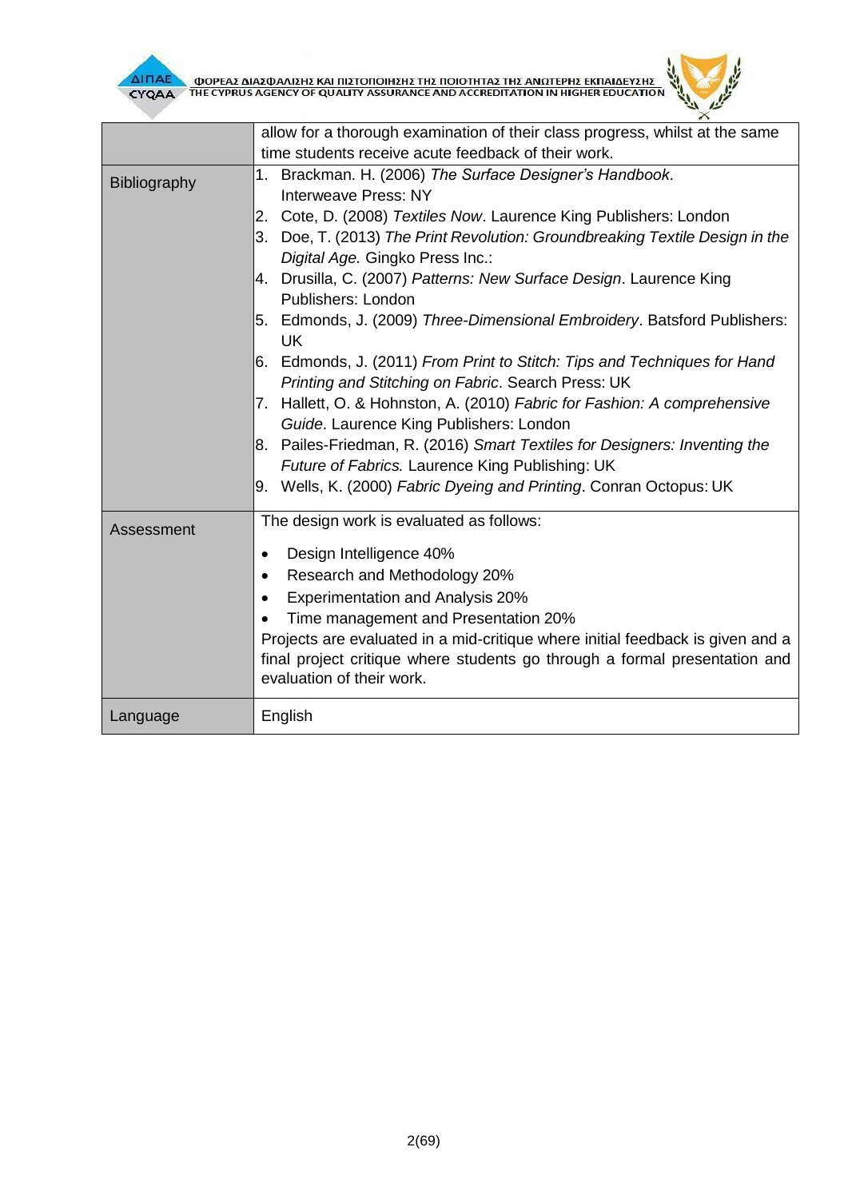| | |
|---|---|
| | allow for a thorough examination of their class progress, whilst at the same time students receive acute feedback of their work. |
| Bibliography | 1. Brackman. H. (2006) *The Surface Designer's Handbook*. Interweave Press: NY<br>2. Cote, D. (2008) *Textiles Now*. Laurence King Publishers: London<br>3. Doe, T. (2013) *The Print Revolution: Groundbreaking Textile Design in the Digital Age.* Gingko Press Inc.:<br>4. Drusilla, C. (2007) *Patterns: New Surface Design*. Laurence King Publishers: London<br>5. Edmonds, J. (2009) *Three-Dimensional Embroidery*. Batsford Publishers: UK<br>6. Edmonds, J. (2011) *From Print to Stitch: Tips and Techniques for Hand Printing and Stitching on Fabric*. Search Press: UK<br>7. Hallett, O. & Hohnston, A. (2010) *Fabric for Fashion: A comprehensive Guide*. Laurence King Publishers: London<br>8. Pailes-Friedman, R. (2016) *Smart Textiles for Designers: Inventing the Future of Fabrics.* Laurence King Publishing: UK<br>9. Wells, K. (2000) *Fabric Dyeing and Printing*. Conran Octopus: UK |
| Assessment | The design work is evaluated as follows:<br>• Design Intelligence 40%<br>• Research and Methodology 20%<br>• Experimentation and Analysis 20%<br>• Time management and Presentation 20%<br>Projects are evaluated in a mid-critique where initial feedback is given and a final project critique where students go through a formal presentation and evaluation of their work. |
| Language | English |